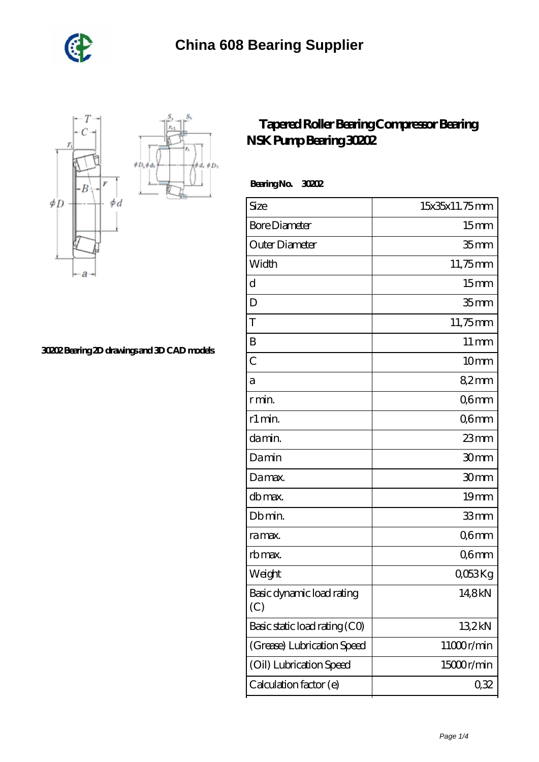# China 608 Bearing Supplier

## Tapered Roller Bearing Compressor Bearing NSK Pump Bearing 30202

30202 Bearing 2D drawings and 3D CAD models

**Bearing No.** 30202

| Size | 15x35x11.75 mm |
|---|---|
| Bore Diameter | 15 mm |
| Outer Diameter | 35 mm |
| Width | 11,75 mm |
| d | 15 mm |
| D | 35 mm |
| T | 11,75 mm |
| B | 11 mm |
| C | 10 mm |
| a | 8,2 mm |
| r min. | 0,6 mm |
| r1 min. | 0,6 mm |
| da min. | 23 mm |
| Da min | 30 mm |
| Da max. | 30 mm |
| db max. | 19 mm |
| Db min. | 33 mm |
| ra max. | 0,6 mm |
| rb max. | 0,6 mm |
| Weight | 0,053 Kg |
| Basic dynamic load rating (C) | 14,8 kN |
| Basic static load rating (C0) | 13,2 kN |
| (Grease) Lubrication Speed | 11000 r/min |
| (Oil) Lubrication Speed | 15000 r/min |
| Calculation factor (e) | 0,32 |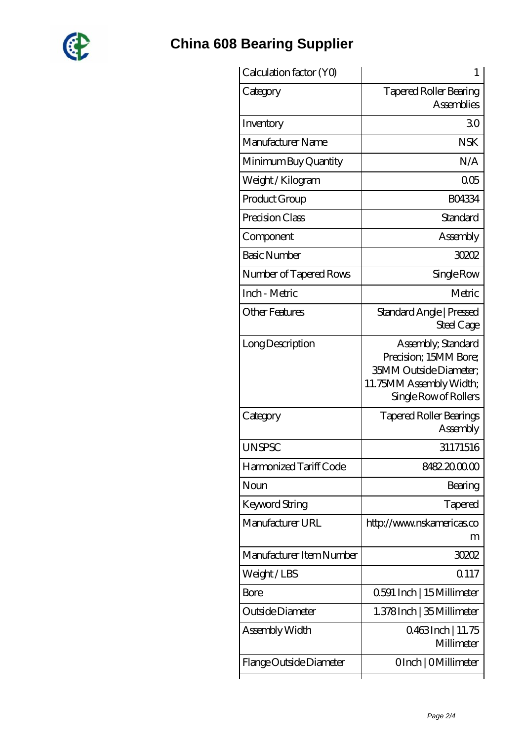# China 608 Bearing Supplier

| Calculation factor (Y0) | 1 |
|---|---|
| Category | Tapered Roller Bearing Assemblies |
| Inventory | 3.0 |
| Manufacturer Name | NSK |
| Minimum Buy Quantity | N/A |
| Weight / Kilogram | 0.05 |
| Product Group | B04334 |
| Precision Class | Standard |
| Component | Assembly |
| Basic Number | 30202 |
| Number of Tapered Rows | Single Row |
| Inch - Metric | Metric |
| Other Features | Standard Angle \| Pressed Steel Cage |
| Long Description | Assembly; Standard Precision; 15MM Bore; 35MM Outside Diameter; 11.75MM Assembly Width; Single Row of Rollers |
| Category | Tapered Roller Bearings Assembly |
| UNSPSC | 31171516 |
| Harmonized Tariff Code | 8482.20.00.00 |
| Noun | Bearing |
| Keyword String | Tapered |
| Manufacturer URL | http://www.nskamericas.com |
| Manufacturer Item Number | 30202 |
| Weight / LBS | 0.117 |
| Bore | 0.591 Inch \| 15 Millimeter |
| Outside Diameter | 1.378 Inch \| 35 Millimeter |
| Assembly Width | 0.463 Inch \| 11.75 Millimeter |
| Flange Outside Diameter | 0 Inch \| 0 Millimeter |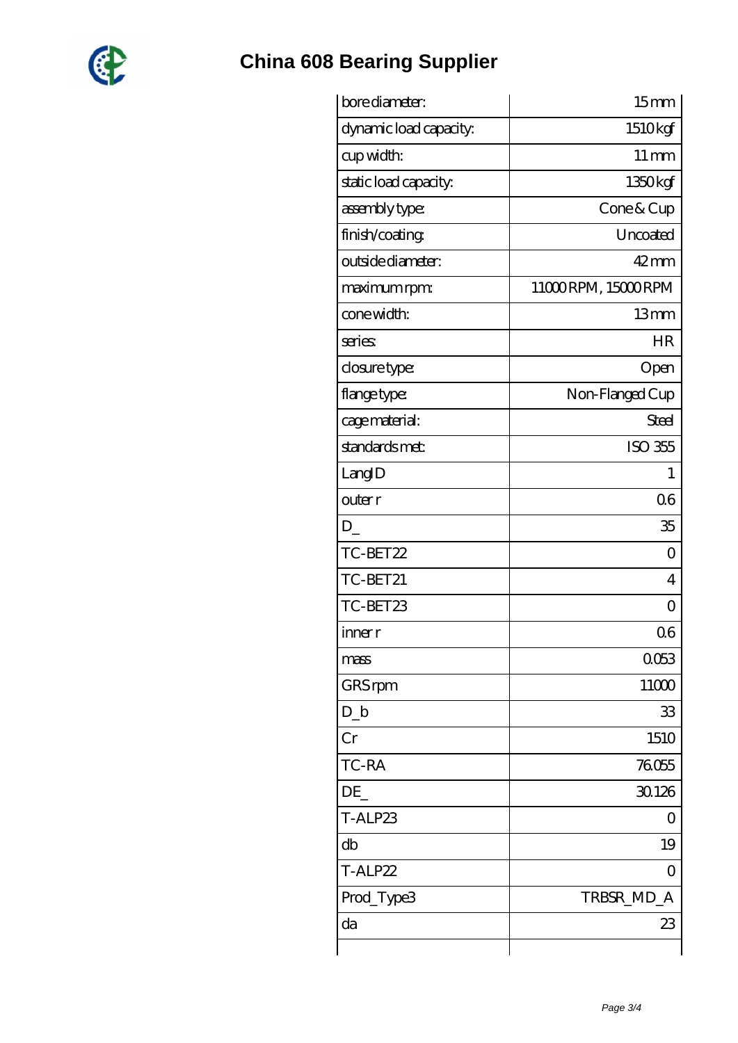# China 608 Bearing Supplier

| bore diameter: | 15 mm |
|---|---|
| dynamic load capacity: | 1510 kgf |
| cup width: | 11 mm |
| static load capacity: | 1350 kgf |
| assembly type: | Cone & Cup |
| finish/coating: | Uncoated |
| outside diameter: | 42 mm |
| maximum rpm: | 11000 RPM, 15000 RPM |
| cone width: | 13 mm |
| series: | HR |
| closure type: | Open |
| flange type: | Non-Flanged Cup |
| cage material: | Steel |
| standards met: | ISO 355 |
| LangID | 1 |
| outer r | 0.6 |
| D_ | 35 |
| TC-BET22 | 0 |
| TC-BET21 | 4 |
| TC-BET23 | 0 |
| inner r | 0.6 |
| mass | 0.053 |
| GRS rpm | 11000 |
| D_b | 33 |
| Cr | 1510 |
| TC-RA | 76.055 |
| DE_ | 30.126 |
| T-ALP23 | 0 |
| db | 19 |
| T-ALP22 | 0 |
| Prod_Type3 | TRBSR_MD_A |
| da | 23 |
| | |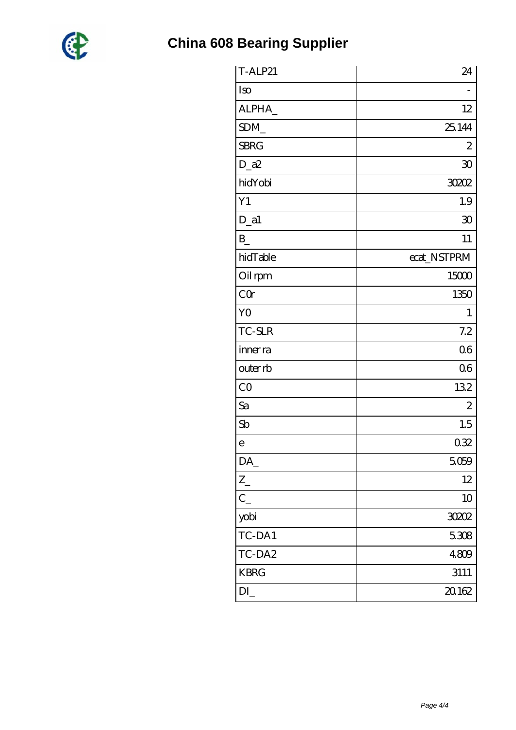| | |
|---|---|
| T-ALP21 | 24 |
| Iso | - |
| ALPHA_ | 12 |
| SDM_ | 25.144 |
| SBRG | 2 |
| D_a2 | 30 |
| hidYobi | 30202 |
| Y1 | 1.9 |
| D_a1 | 30 |
| B_ | 11 |
| hidTable | ecat_NSTPRM |
| Oil rpm | 15000 |
| C0r | 1350 |
| Y0 | 1 |
| TC-SLR | 7.2 |
| inner ra | 0.6 |
| outer rb | 0.6 |
| C0 | 13.2 |
| Sa | 2 |
| Sb | 1.5 |
| e | 0.32 |
| DA_ | 5.059 |
| Z_ | 12 |
| C_ | 10 |
| yobi | 30202 |
| TC-DA1 | 5.308 |
| TC-DA2 | 4.809 |
| KBRG | 3111 |
| DI_ | 20.162 |